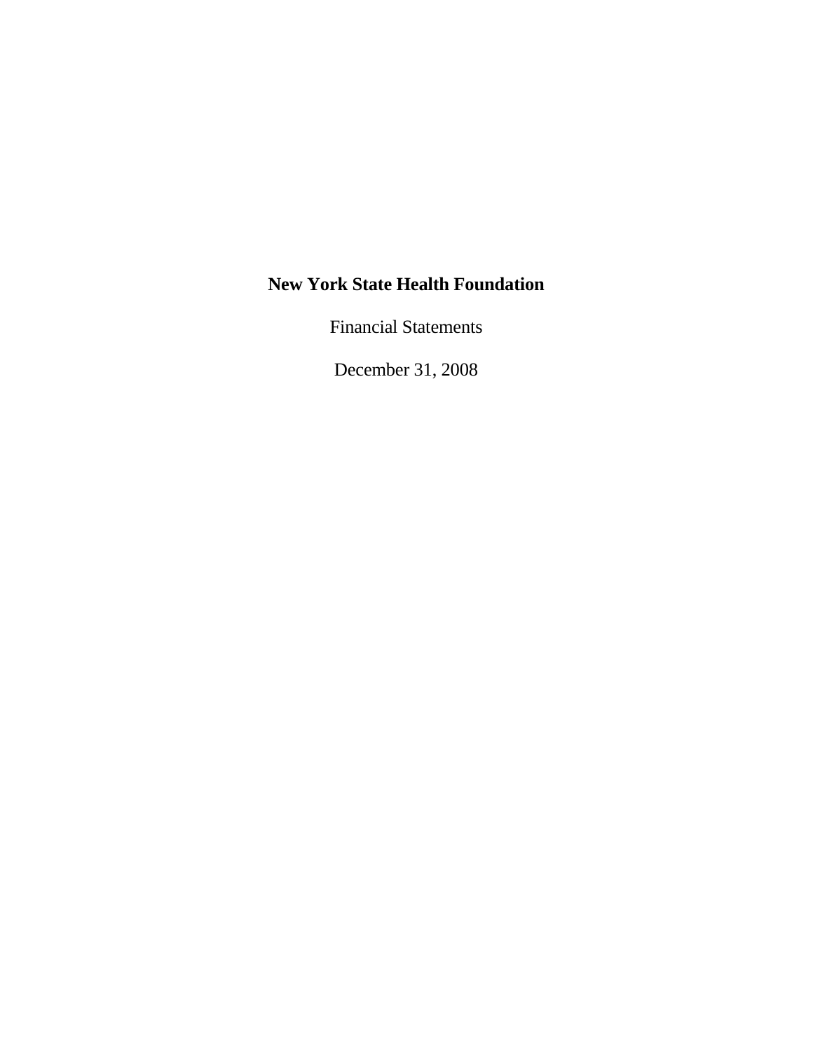# New York State Health Foundation

Financial Statements

December 31, 2008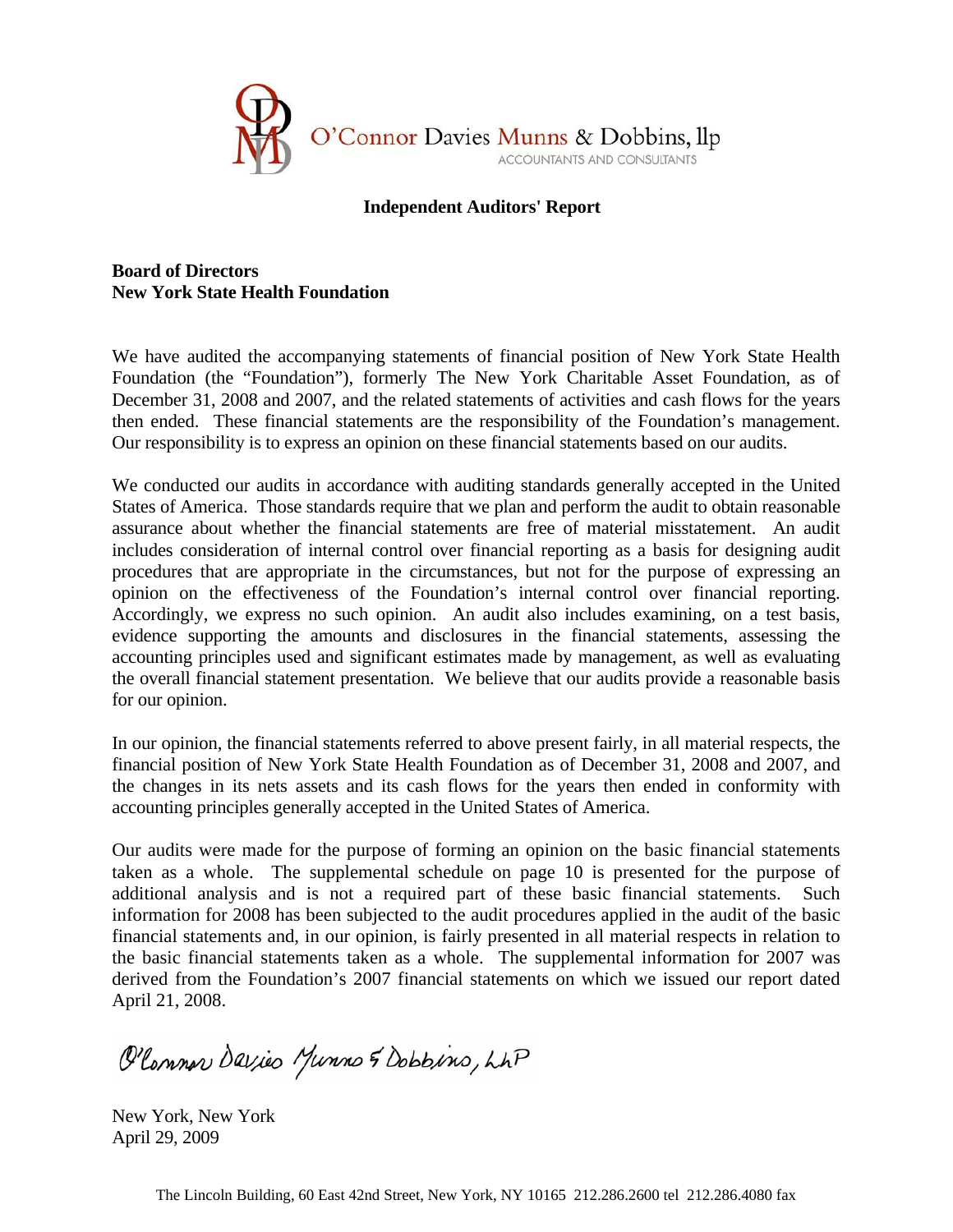O'Connor Davies Munns & Dobbins, llp
ACCOUNTANTS AND CONSULTANTS

## Independent Auditors' Report

**Board of Directors**
**New York State Health Foundation**

We have audited the accompanying statements of financial position of New York State Health Foundation (the "Foundation"), formerly The New York Charitable Asset Foundation, as of December 31, 2008 and 2007, and the related statements of activities and cash flows for the years then ended. These financial statements are the responsibility of the Foundation's management. Our responsibility is to express an opinion on these financial statements based on our audits.

We conducted our audits in accordance with auditing standards generally accepted in the United States of America. Those standards require that we plan and perform the audit to obtain reasonable assurance about whether the financial statements are free of material misstatement. An audit includes consideration of internal control over financial reporting as a basis for designing audit procedures that are appropriate in the circumstances, but not for the purpose of expressing an opinion on the effectiveness of the Foundation's internal control over financial reporting. Accordingly, we express no such opinion. An audit also includes examining, on a test basis, evidence supporting the amounts and disclosures in the financial statements, assessing the accounting principles used and significant estimates made by management, as well as evaluating the overall financial statement presentation. We believe that our audits provide a reasonable basis for our opinion.

In our opinion, the financial statements referred to above present fairly, in all material respects, the financial position of New York State Health Foundation as of December 31, 2008 and 2007, and the changes in its nets assets and its cash flows for the years then ended in conformity with accounting principles generally accepted in the United States of America.

Our audits were made for the purpose of forming an opinion on the basic financial statements taken as a whole. The supplemental schedule on page 10 is presented for the purpose of additional analysis and is not a required part of these basic financial statements. Such information for 2008 has been subjected to the audit procedures applied in the audit of the basic financial statements and, in our opinion, is fairly presented in all material respects in relation to the basic financial statements taken as a whole. The supplemental information for 2007 was derived from the Foundation's 2007 financial statements on which we issued our report dated April 21, 2008.

O'Connor Davies Munns & Dobbins, LLP

New York, New York
April 29, 2009

The Lincoln Building, 60 East 42nd Street, New York, NY 10165 212.286.2600 tel 212.286.4080 fax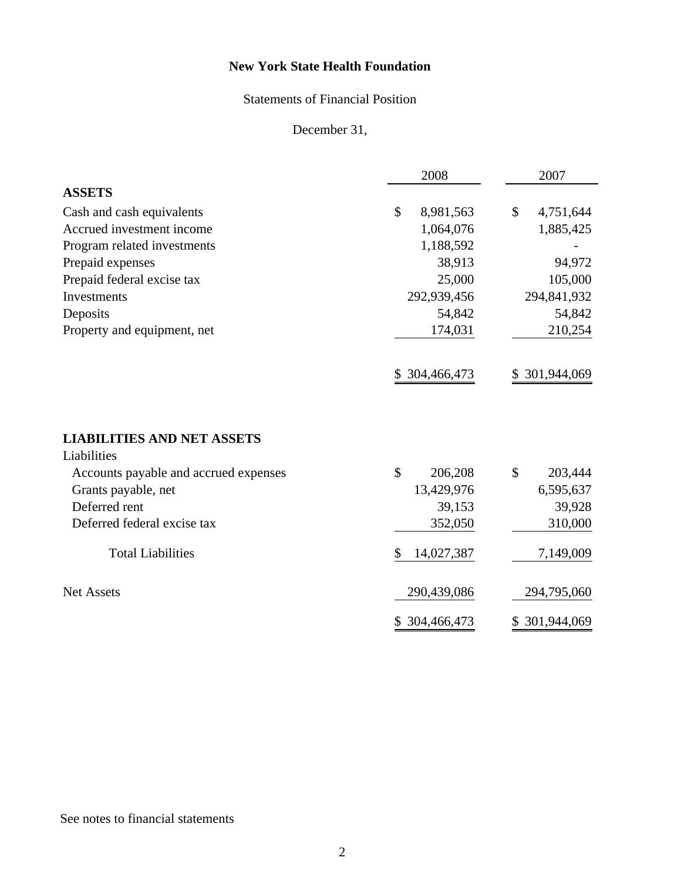# New York State Health Foundation

Statements of Financial Position

December 31,

| | 2008 | 2007 |
|---|---|---|
| **ASSETS** | | |
| Cash and cash equivalents | $ 8,981,563 | $ 4,751,644 |
| Accrued investment income | 1,064,076 | 1,885,425 |
| Program related investments | 1,188,592 | - |
| Prepaid expenses | 38,913 | 94,972 |
| Prepaid federal excise tax | 25,000 | 105,000 |
| Investments | 292,939,456 | 294,841,932 |
| Deposits | 54,842 | 54,842 |
| Property and equipment, net | 174,031 | 210,254 |
| | $ 304,466,473 | $ 301,944,069 |
| **LIABILITIES AND NET ASSETS** | | |
| Liabilities | | |
| Accounts payable and accrued expenses | $ 206,208 | $ 203,444 |
| Grants payable, net | 13,429,976 | 6,595,637 |
| Deferred rent | 39,153 | 39,928 |
| Deferred federal excise tax | 352,050 | 310,000 |
| Total Liabilities | $ 14,027,387 | 7,149,009 |
| Net Assets | 290,439,086 | 294,795,060 |
| | $ 304,466,473 | $ 301,944,069 |

See notes to financial statements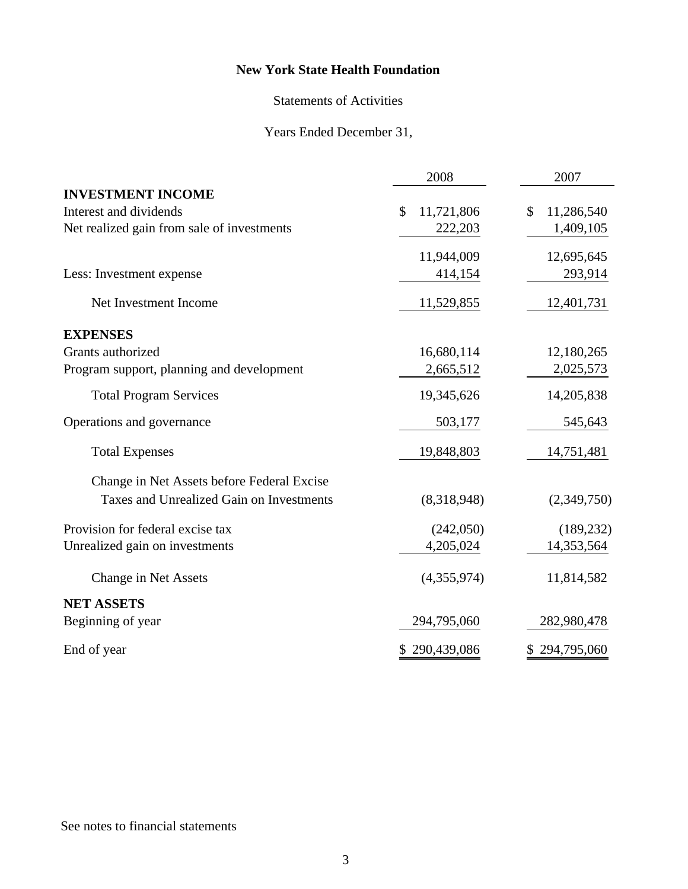# New York State Health Foundation

## Statements of Activities

### Years Ended December 31,

| | 2008 | 2007 |
|---|---|---|
| **INVESTMENT INCOME** | | |
| Interest and dividends | $ 11,721,806 | $ 11,286,540 |
| Net realized gain from sale of investments | 222,203 | 1,409,105 |
| | 11,944,009 | 12,695,645 |
| Less: Investment expense | 414,154 | 293,914 |
| Net Investment Income | 11,529,855 | 12,401,731 |
| **EXPENSES** | | |
| Grants authorized | 16,680,114 | 12,180,265 |
| Program support, planning and development | 2,665,512 | 2,025,573 |
| Total Program Services | 19,345,626 | 14,205,838 |
| Operations and governance | 503,177 | 545,643 |
| Total Expenses | 19,848,803 | 14,751,481 |
| Change in Net Assets before Federal Excise Taxes and Unrealized Gain on Investments | (8,318,948) | (2,349,750) |
| Provision for federal excise tax | (242,050) | (189,232) |
| Unrealized gain on investments | 4,205,024 | 14,353,564 |
| Change in Net Assets | (4,355,974) | 11,814,582 |
| **NET ASSETS** | | |
| Beginning of year | 294,795,060 | 282,980,478 |
| End of year | $ 290,439,086 | $ 294,795,060 |

See notes to financial statements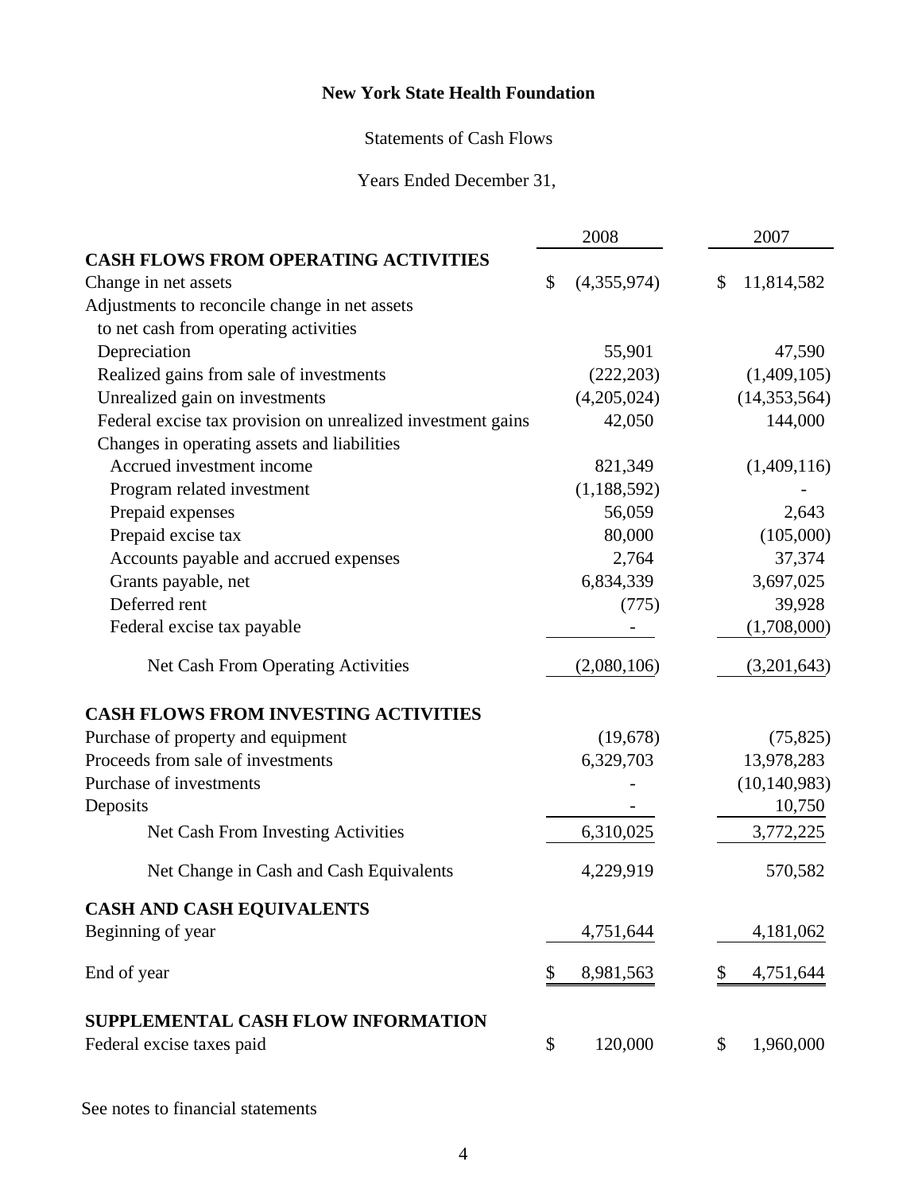# New York State Health Foundation

Statements of Cash Flows

Years Ended December 31,

| | 2008 | 2007 |
|---|---|---|
| **CASH FLOWS FROM OPERATING ACTIVITIES** | | |
| Change in net assets | $ (4,355,974) | $ 11,814,582 |
| Adjustments to reconcile change in net assets to net cash from operating activities | | |
| Depreciation | 55,901 | 47,590 |
| Realized gains from sale of investments | (222,203) | (1,409,105) |
| Unrealized gain on investments | (4,205,024) | (14,353,564) |
| Federal excise tax provision on unrealized investment gains | 42,050 | 144,000 |
| Changes in operating assets and liabilities | | |
| Accrued investment income | 821,349 | (1,409,116) |
| Program related investment | (1,188,592) | - |
| Prepaid expenses | 56,059 | 2,643 |
| Prepaid excise tax | 80,000 | (105,000) |
| Accounts payable and accrued expenses | 2,764 | 37,374 |
| Grants payable, net | 6,834,339 | 3,697,025 |
| Deferred rent | (775) | 39,928 |
| Federal excise tax payable | - | (1,708,000) |
| Net Cash From Operating Activities | (2,080,106) | (3,201,643) |
| **CASH FLOWS FROM INVESTING ACTIVITIES** | | |
| Purchase of property and equipment | (19,678) | (75,825) |
| Proceeds from sale of investments | 6,329,703 | 13,978,283 |
| Purchase of investments | - | (10,140,983) |
| Deposits | - | 10,750 |
| Net Cash From Investing Activities | 6,310,025 | 3,772,225 |
| Net Change in Cash and Cash Equivalents | 4,229,919 | 570,582 |
| **CASH AND CASH EQUIVALENTS** | | |
| Beginning of year | 4,751,644 | 4,181,062 |
| End of year | $ 8,981,563 | $ 4,751,644 |
| **SUPPLEMENTAL CASH FLOW INFORMATION** | | |
| Federal excise taxes paid | $ 120,000 | $ 1,960,000 |

See notes to financial statements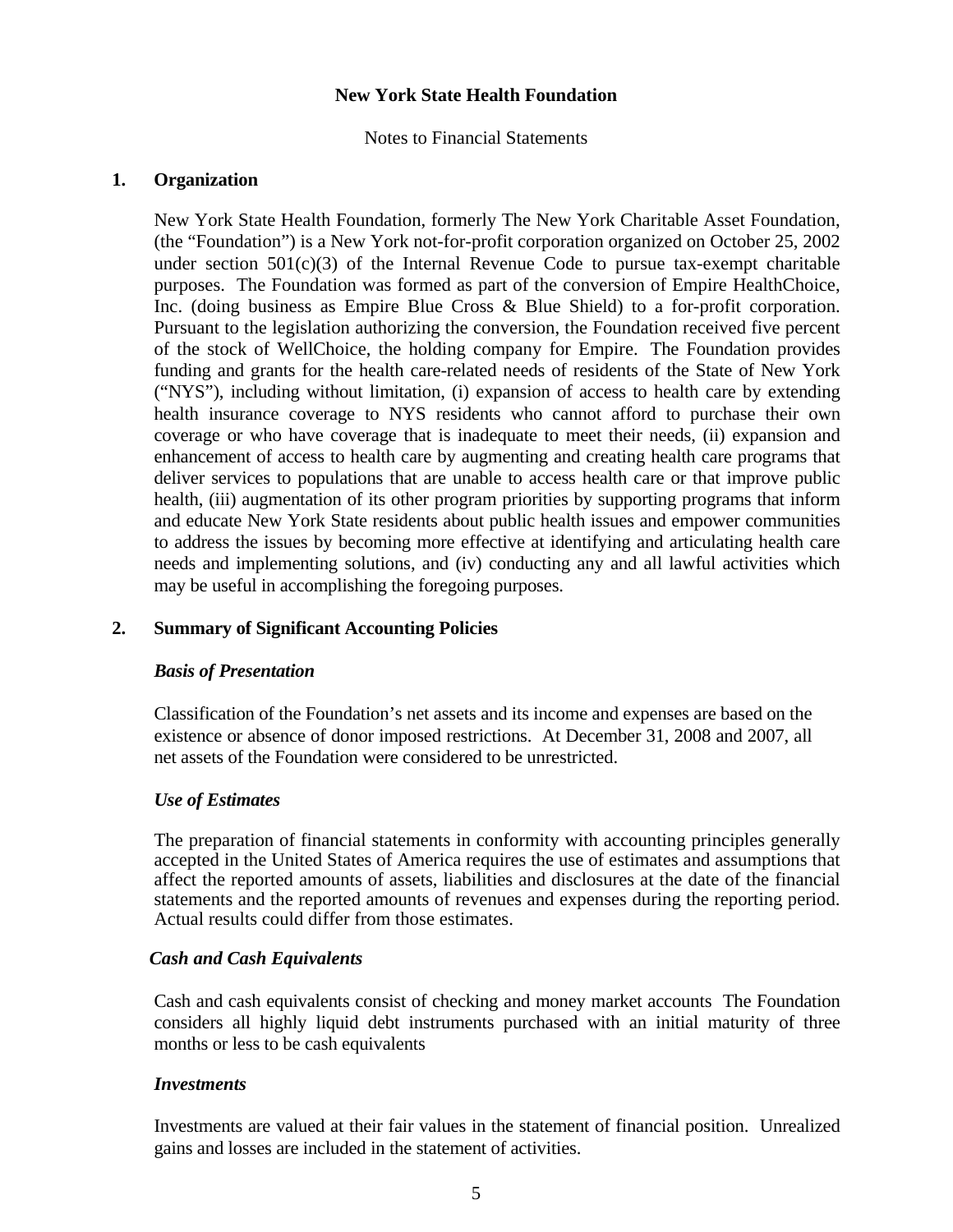# New York State Health Foundation

Notes to Financial Statements

## 1. Organization

New York State Health Foundation, formerly The New York Charitable Asset Foundation, (the "Foundation") is a New York not-for-profit corporation organized on October 25, 2002 under section 501(c)(3) of the Internal Revenue Code to pursue tax-exempt charitable purposes. The Foundation was formed as part of the conversion of Empire HealthChoice, Inc. (doing business as Empire Blue Cross & Blue Shield) to a for-profit corporation. Pursuant to the legislation authorizing the conversion, the Foundation received five percent of the stock of WellChoice, the holding company for Empire. The Foundation provides funding and grants for the health care-related needs of residents of the State of New York ("NYS"), including without limitation, (i) expansion of access to health care by extending health insurance coverage to NYS residents who cannot afford to purchase their own coverage or who have coverage that is inadequate to meet their needs, (ii) expansion and enhancement of access to health care by augmenting and creating health care programs that deliver services to populations that are unable to access health care or that improve public health, (iii) augmentation of its other program priorities by supporting programs that inform and educate New York State residents about public health issues and empower communities to address the issues by becoming more effective at identifying and articulating health care needs and implementing solutions, and (iv) conducting any and all lawful activities which may be useful in accomplishing the foregoing purposes.

## 2. Summary of Significant Accounting Policies

### *Basis of Presentation*

Classification of the Foundation's net assets and its income and expenses are based on the existence or absence of donor imposed restrictions. At December 31, 2008 and 2007, all net assets of the Foundation were considered to be unrestricted.

### *Use of Estimates*

The preparation of financial statements in conformity with accounting principles generally accepted in the United States of America requires the use of estimates and assumptions that affect the reported amounts of assets, liabilities and disclosures at the date of the financial statements and the reported amounts of revenues and expenses during the reporting period. Actual results could differ from those estimates.

### *Cash and Cash Equivalents*

Cash and cash equivalents consist of checking and money market accounts The Foundation considers all highly liquid debt instruments purchased with an initial maturity of three months or less to be cash equivalents

### *Investments*

Investments are valued at their fair values in the statement of financial position. Unrealized gains and losses are included in the statement of activities.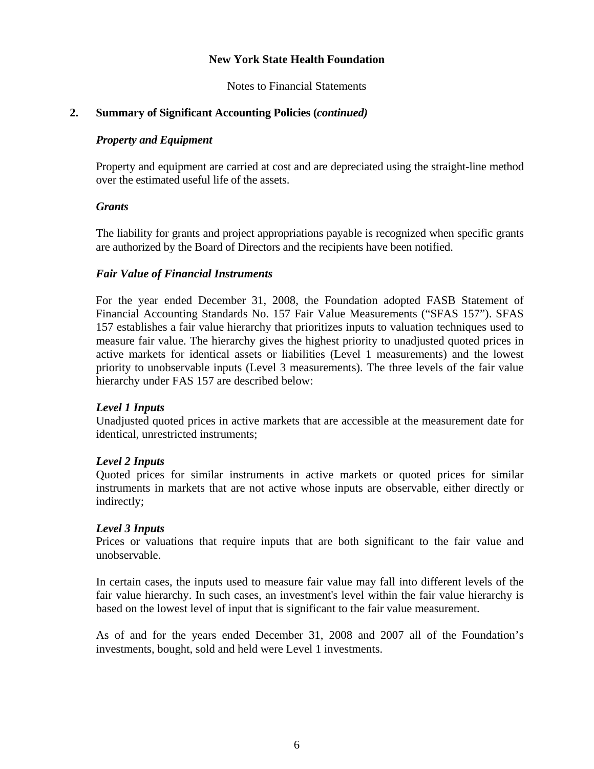**New York State Health Foundation**

Notes to Financial Statements

## 2. Summary of Significant Accounting Policies (*continued*)

### *Property and Equipment*

Property and equipment are carried at cost and are depreciated using the straight-line method over the estimated useful life of the assets.

### *Grants*

The liability for grants and project appropriations payable is recognized when specific grants are authorized by the Board of Directors and the recipients have been notified.

### *Fair Value of Financial Instruments*

For the year ended December 31, 2008, the Foundation adopted FASB Statement of Financial Accounting Standards No. 157 Fair Value Measurements ("SFAS 157"). SFAS 157 establishes a fair value hierarchy that prioritizes inputs to valuation techniques used to measure fair value. The hierarchy gives the highest priority to unadjusted quoted prices in active markets for identical assets or liabilities (Level 1 measurements) and the lowest priority to unobservable inputs (Level 3 measurements). The three levels of the fair value hierarchy under FAS 157 are described below:

***Level 1 Inputs***
Unadjusted quoted prices in active markets that are accessible at the measurement date for identical, unrestricted instruments;

***Level 2 Inputs***
Quoted prices for similar instruments in active markets or quoted prices for similar instruments in markets that are not active whose inputs are observable, either directly or indirectly;

***Level 3 Inputs***
Prices or valuations that require inputs that are both significant to the fair value and unobservable.

In certain cases, the inputs used to measure fair value may fall into different levels of the fair value hierarchy. In such cases, an investment's level within the fair value hierarchy is based on the lowest level of input that is significant to the fair value measurement.

As of and for the years ended December 31, 2008 and 2007 all of the Foundation's investments, bought, sold and held were Level 1 investments.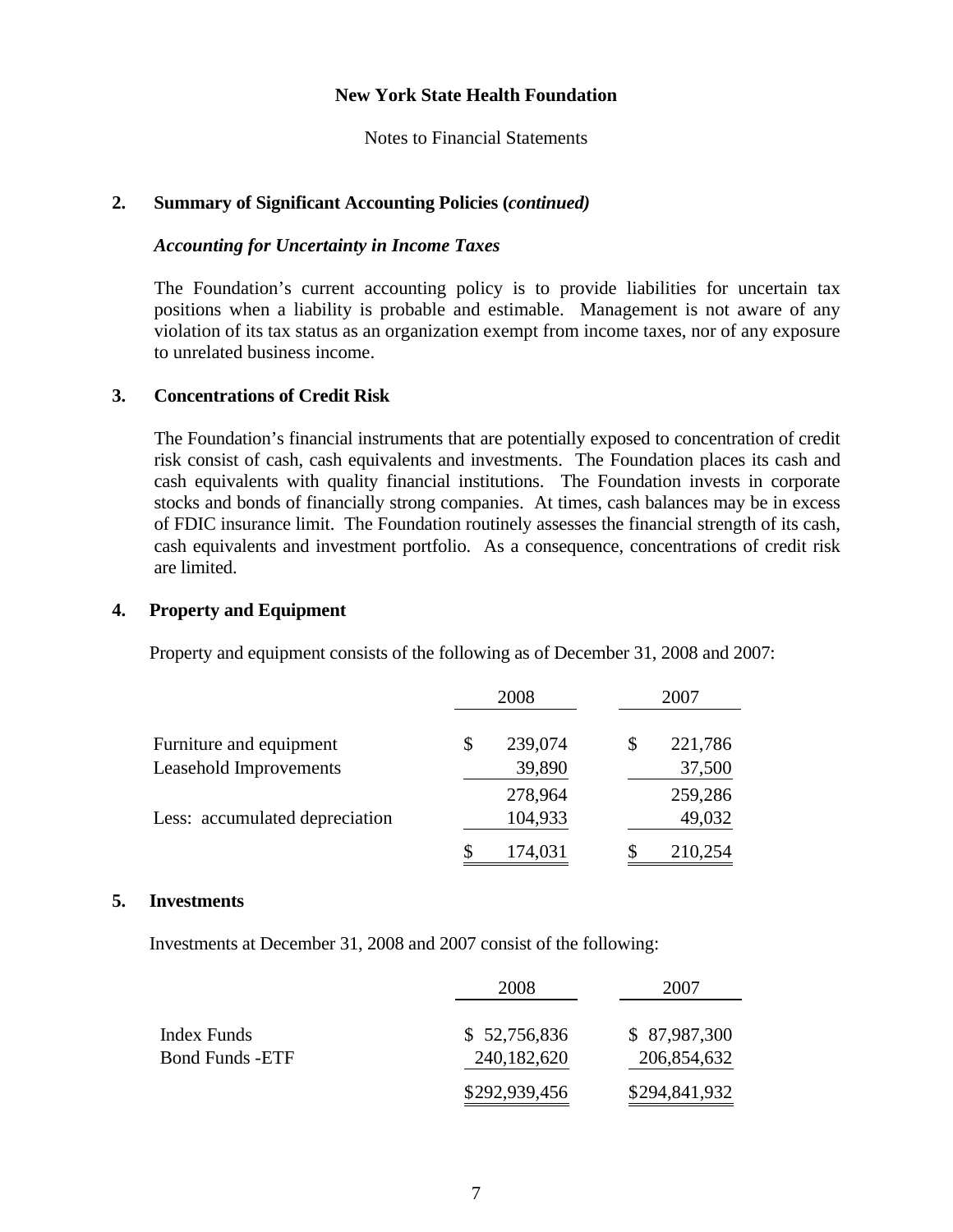**New York State Health Foundation**

Notes to Financial Statements

## 2. Summary of Significant Accounting Policies (*continued)*

### *Accounting for Uncertainty in Income Taxes*

The Foundation's current accounting policy is to provide liabilities for uncertain tax positions when a liability is probable and estimable. Management is not aware of any violation of its tax status as an organization exempt from income taxes, nor of any exposure to unrelated business income.

## 3. Concentrations of Credit Risk

The Foundation's financial instruments that are potentially exposed to concentration of credit risk consist of cash, cash equivalents and investments. The Foundation places its cash and cash equivalents with quality financial institutions. The Foundation invests in corporate stocks and bonds of financially strong companies. At times, cash balances may be in excess of FDIC insurance limit. The Foundation routinely assesses the financial strength of its cash, cash equivalents and investment portfolio. As a consequence, concentrations of credit risk are limited.

## 4. Property and Equipment

Property and equipment consists of the following as of December 31, 2008 and 2007:

| | 2008 | 2007 |
|---|---|---|
| Furniture and equipment | $ 239,074 | $ 221,786 |
| Leasehold Improvements | 39,890 | 37,500 |
| | 278,964 | 259,286 |
| Less: accumulated depreciation | 104,933 | 49,032 |
| | $ 174,031 | $ 210,254 |

## 5. Investments

Investments at December 31, 2008 and 2007 consist of the following:

| | 2008 | 2007 |
|---|---|---|
| Index Funds | $ 52,756,836 | $ 87,987,300 |
| Bond Funds -ETF | 240,182,620 | 206,854,632 |
| | $292,939,456 | $294,841,932 |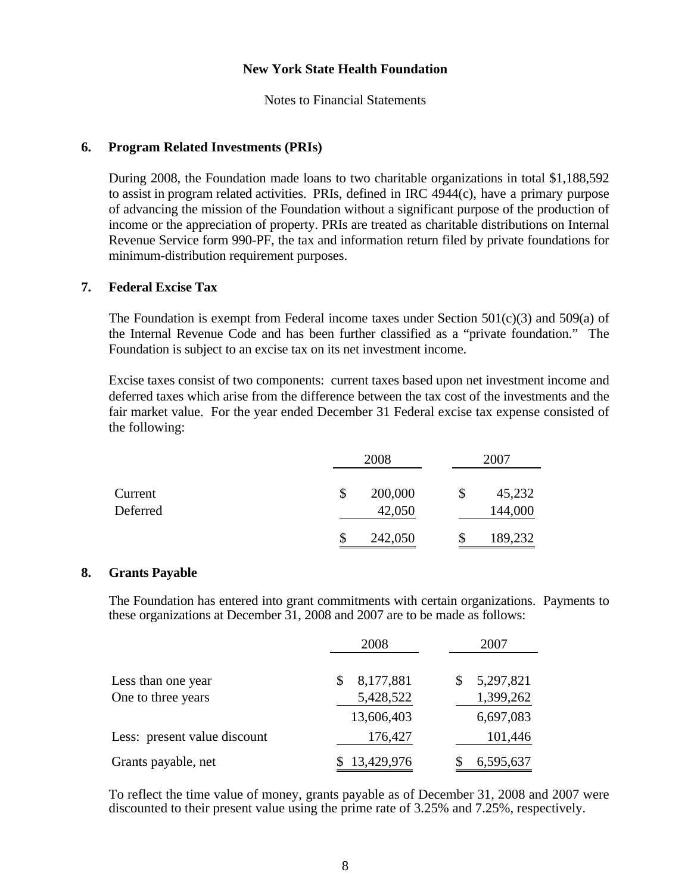# New York State Health Foundation

Notes to Financial Statements

## 6. Program Related Investments (PRIs)

During 2008, the Foundation made loans to two charitable organizations in total $1,188,592 to assist in program related activities. PRIs, defined in IRC 4944(c), have a primary purpose of advancing the mission of the Foundation without a significant purpose of the production of income or the appreciation of property. PRIs are treated as charitable distributions on Internal Revenue Service form 990-PF, the tax and information return filed by private foundations for minimum-distribution requirement purposes.

## 7. Federal Excise Tax

The Foundation is exempt from Federal income taxes under Section 501(c)(3) and 509(a) of the Internal Revenue Code and has been further classified as a "private foundation." The Foundation is subject to an excise tax on its net investment income.

Excise taxes consist of two components: current taxes based upon net investment income and deferred taxes which arise from the difference between the tax cost of the investments and the fair market value. For the year ended December 31 Federal excise tax expense consisted of the following:

| | 2008 | 2007 |
|---|---|---|
| Current | $ 200,000 | $ 45,232 |
| Deferred | 42,050 | 144,000 |
| | $ 242,050 | $ 189,232 |

## 8. Grants Payable

The Foundation has entered into grant commitments with certain organizations. Payments to these organizations at December 31, 2008 and 2007 are to be made as follows:

| | 2008 | 2007 |
|---|---|---|
| Less than one year | $ 8,177,881 | $ 5,297,821 |
| One to three years | 5,428,522 | 1,399,262 |
| | 13,606,403 | 6,697,083 |
| Less: present value discount | 176,427 | 101,446 |
| Grants payable, net | $ 13,429,976 | $ 6,595,637 |

To reflect the time value of money, grants payable as of December 31, 2008 and 2007 were discounted to their present value using the prime rate of 3.25% and 7.25%, respectively.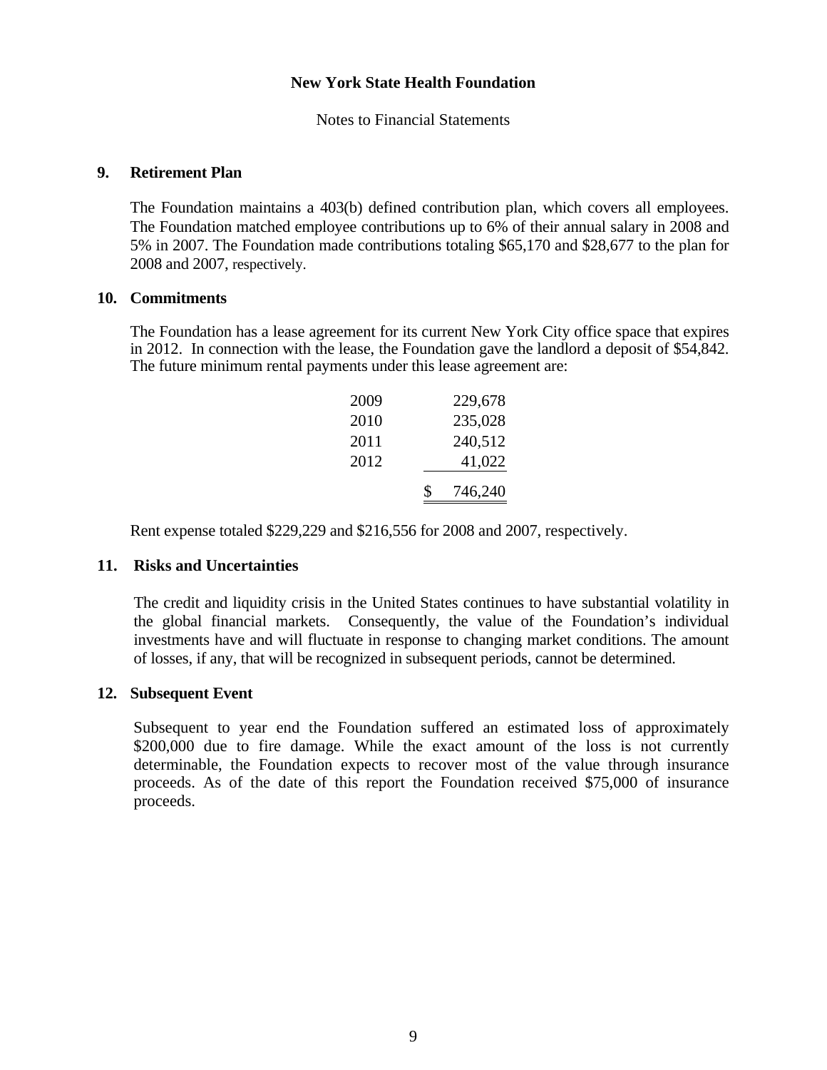# New York State Health Foundation

Notes to Financial Statements

## 9. Retirement Plan

The Foundation maintains a 403(b) defined contribution plan, which covers all employees. The Foundation matched employee contributions up to 6% of their annual salary in 2008 and 5% in 2007. The Foundation made contributions totaling $65,170 and $28,677 to the plan for 2008 and 2007, respectively.

## 10. Commitments

The Foundation has a lease agreement for its current New York City office space that expires in 2012. In connection with the lease, the Foundation gave the landlord a deposit of $54,842. The future minimum rental payments under this lease agreement are:

| Year | Amount |
|---|---|
| 2009 | 229,678 |
| 2010 | 235,028 |
| 2011 | 240,512 |
| 2012 | 41,022 |
| | $ 746,240 |

Rent expense totaled $229,229 and $216,556 for 2008 and 2007, respectively.

## 11. Risks and Uncertainties

The credit and liquidity crisis in the United States continues to have substantial volatility in the global financial markets. Consequently, the value of the Foundation's individual investments have and will fluctuate in response to changing market conditions. The amount of losses, if any, that will be recognized in subsequent periods, cannot be determined.

## 12. Subsequent Event

Subsequent to year end the Foundation suffered an estimated loss of approximately $200,000 due to fire damage. While the exact amount of the loss is not currently determinable, the Foundation expects to recover most of the value through insurance proceeds. As of the date of this report the Foundation received $75,000 of insurance proceeds.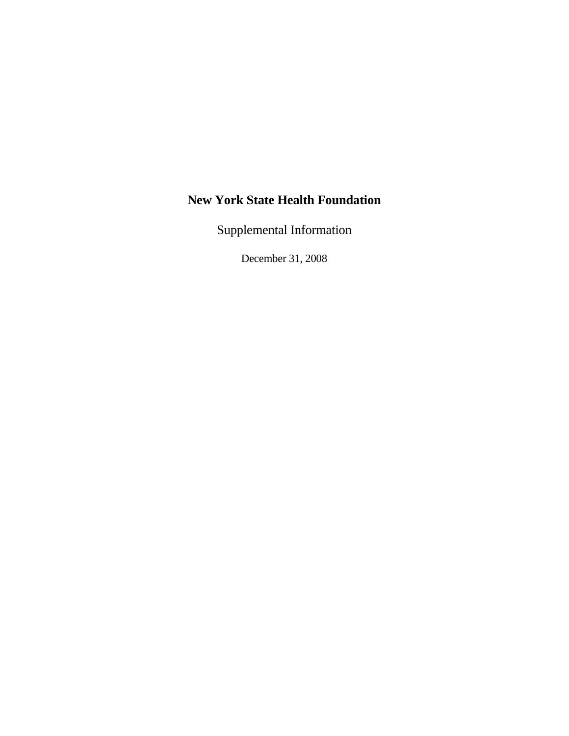# New York State Health Foundation

Supplemental Information

December 31, 2008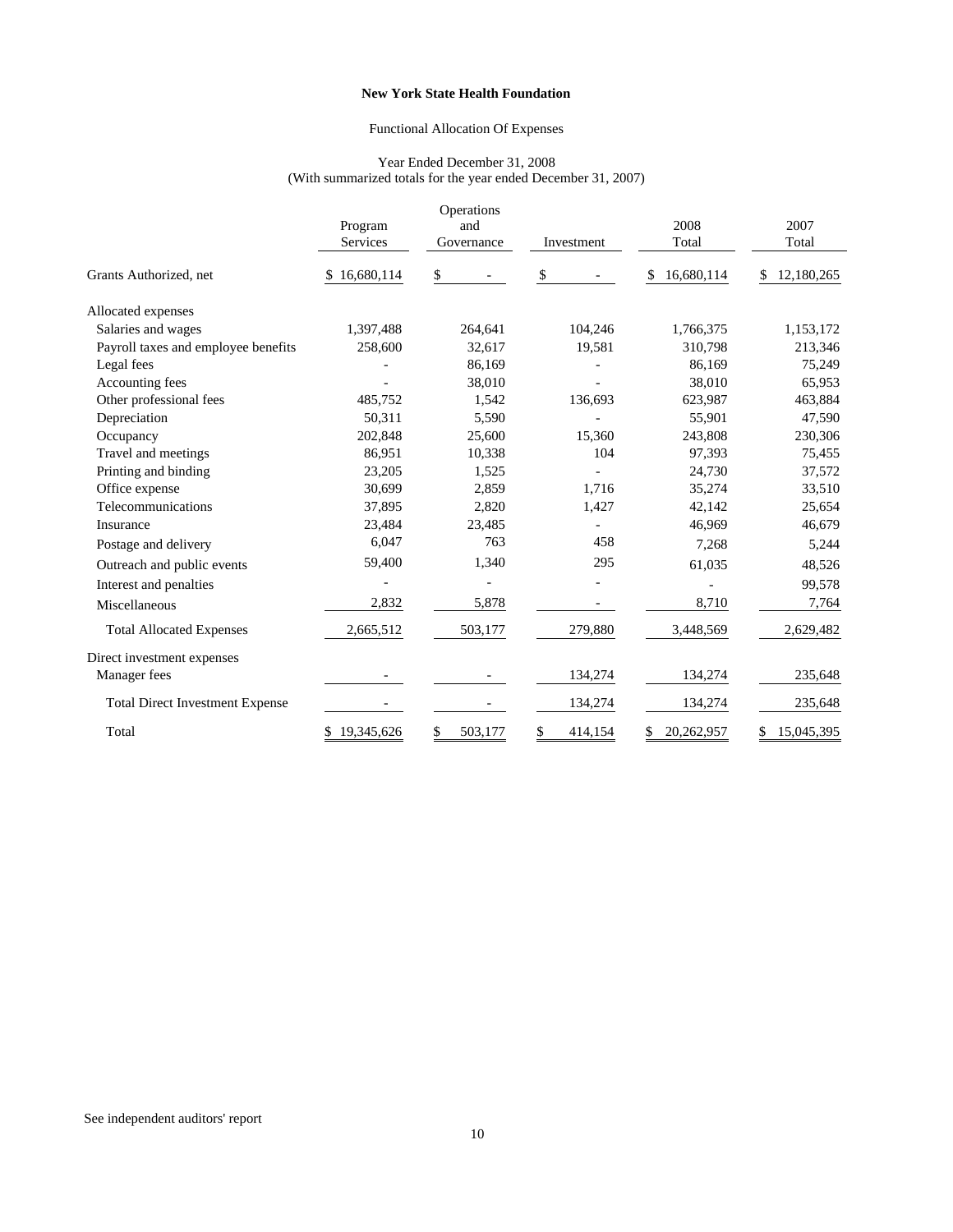**New York State Health Foundation**

Functional Allocation Of Expenses

Year Ended December 31, 2008
(With summarized totals for the year ended December 31, 2007)

| | Program Services | Operations and Governance | Investment | 2008 Total | 2007 Total |
|---|---|---|---|---|---|
| Grants Authorized, net | $ 16,680,114 | $ - | $ - | $ 16,680,114 | $ 12,180,265 |
| Allocated expenses | | | | | |
| Salaries and wages | 1,397,488 | 264,641 | 104,246 | 1,766,375 | 1,153,172 |
| Payroll taxes and employee benefits | 258,600 | 32,617 | 19,581 | 310,798 | 213,346 |
| Legal fees | - | 86,169 | - | 86,169 | 75,249 |
| Accounting fees | - | 38,010 | - | 38,010 | 65,953 |
| Other professional fees | 485,752 | 1,542 | 136,693 | 623,987 | 463,884 |
| Depreciation | 50,311 | 5,590 | - | 55,901 | 47,590 |
| Occupancy | 202,848 | 25,600 | 15,360 | 243,808 | 230,306 |
| Travel and meetings | 86,951 | 10,338 | 104 | 97,393 | 75,455 |
| Printing and binding | 23,205 | 1,525 | - | 24,730 | 37,572 |
| Office expense | 30,699 | 2,859 | 1,716 | 35,274 | 33,510 |
| Telecommunications | 37,895 | 2,820 | 1,427 | 42,142 | 25,654 |
| Insurance | 23,484 | 23,485 | - | 46,969 | 46,679 |
| Postage and delivery | 6,047 | 763 | 458 | 7,268 | 5,244 |
| Outreach and public events | 59,400 | 1,340 | 295 | 61,035 | 48,526 |
| Interest and penalties | - | - | - | - | 99,578 |
| Miscellaneous | 2,832 | 5,878 | - | 8,710 | 7,764 |
| Total Allocated Expenses | 2,665,512 | 503,177 | 279,880 | 3,448,569 | 2,629,482 |
| Direct investment expenses | | | | | |
| Manager fees | - | - | 134,274 | 134,274 | 235,648 |
| Total Direct Investment Expense | - | - | 134,274 | 134,274 | 235,648 |
| Total | $ 19,345,626 | $ 503,177 | $ 414,154 | $ 20,262,957 | $ 15,045,395 |

See independent auditors' report